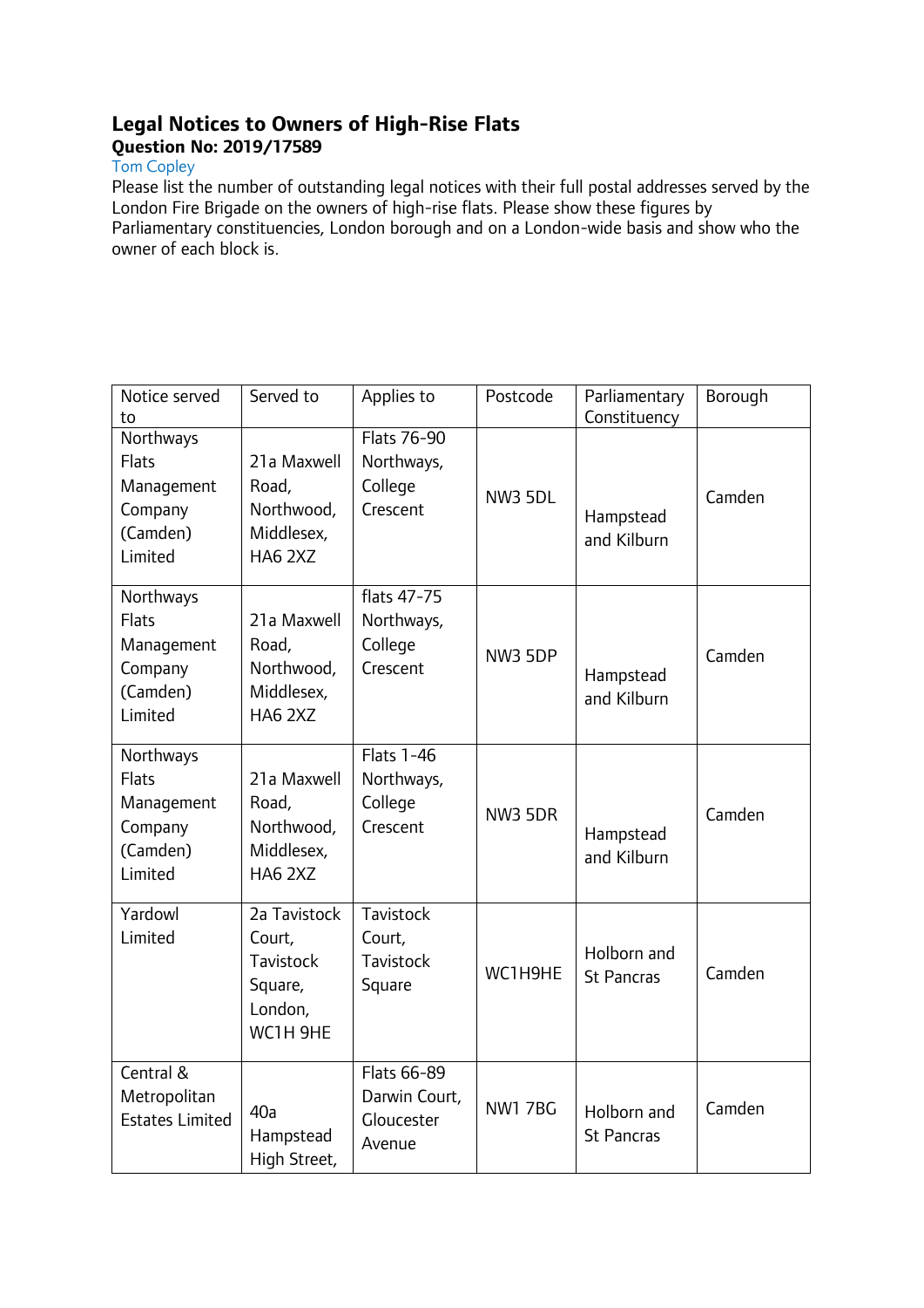# Legal Notices to Owners of High-Rise Flats

**Question No: 2019/17589**

Tom Copley

Please list the number of outstanding legal notices with their full postal addresses served by the London Fire Brigade on the owners of high-rise flats. Please show these figures by Parliamentary constituencies, London borough and on a London-wide basis and show who the owner of each block is.

| Notice served to | Served to | Applies to | Postcode | Parliamentary Constituency | Borough |
|---|---|---|---|---|---|
| Northways Flats Management Company (Camden) Limited | 21a Maxwell Road, Northwood, Middlesex, HA6 2XZ | Flats 76-90 Northways, College Crescent | NW3 5DL | Hampstead and Kilburn | Camden |
| Northways Flats Management Company (Camden) Limited | 21a Maxwell Road, Northwood, Middlesex, HA6 2XZ | flats 47-75 Northways, College Crescent | NW3 5DP | Hampstead and Kilburn | Camden |
| Northways Flats Management Company (Camden) Limited | 21a Maxwell Road, Northwood, Middlesex, HA6 2XZ | Flats 1-46 Northways, College Crescent | NW3 5DR | Hampstead and Kilburn | Camden |
| Yardowl Limited | 2a Tavistock Court, Tavistock Square, London, WC1H 9HE | Tavistock Court, Tavistock Square | WC1H9HE | Holborn and St Pancras | Camden |
| Central & Metropolitan Estates Limited | 40a Hampstead High Street, | Flats 66-89 Darwin Court, Gloucester Avenue | NW1 7BG | Holborn and St Pancras | Camden |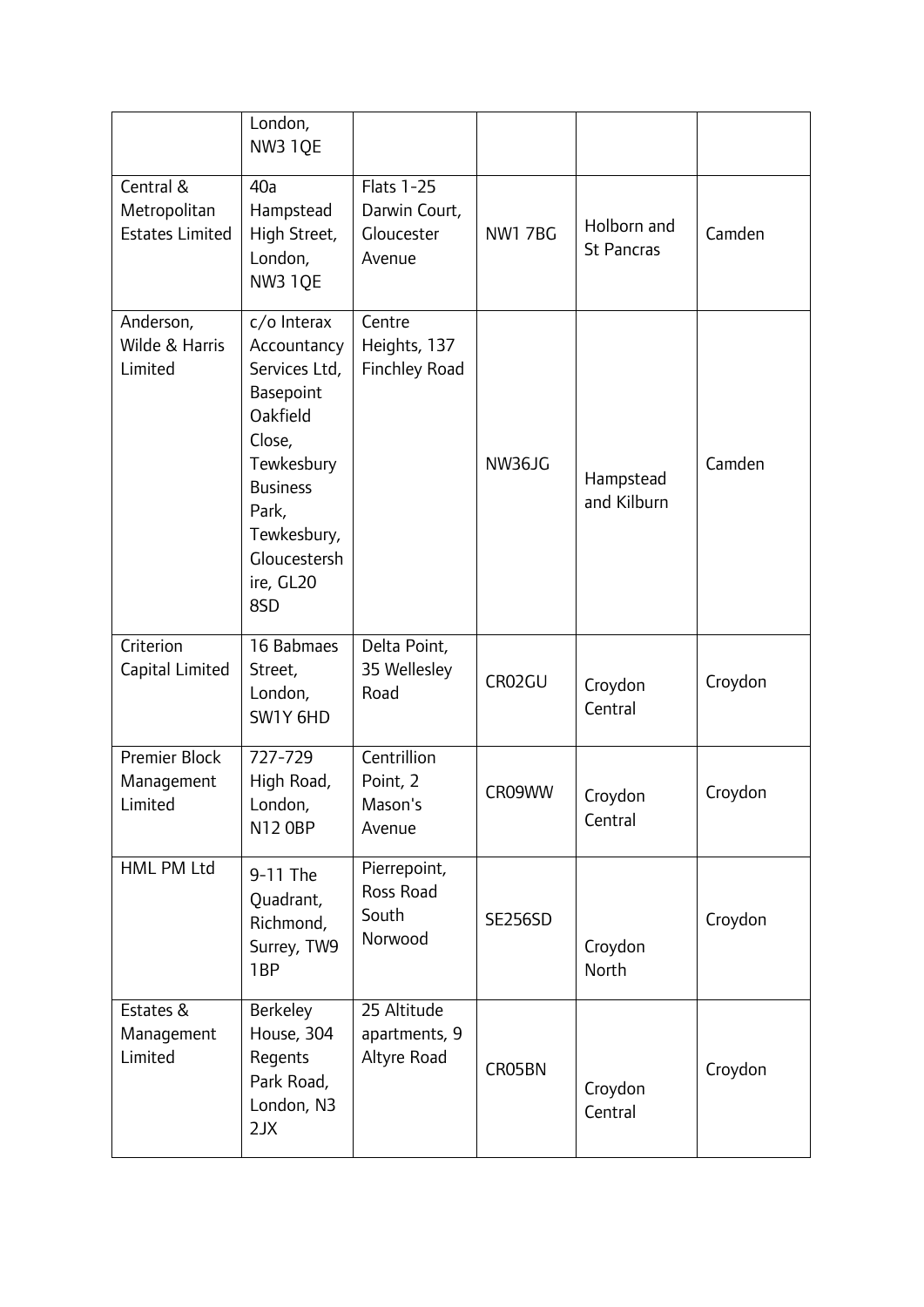| | London, NW3 1QE | | | | |
|---|---|---|---|---|---|
| Central & Metropolitan Estates Limited | 40a Hampstead High Street, London, NW3 1QE | Flats 1-25 Darwin Court, Gloucester Avenue | NW1 7BG | Holborn and St Pancras | Camden |
| Anderson, Wilde & Harris Limited | c/o Interax Accountancy Services Ltd, Basepoint Oakfield Close, Tewkesbury Business Park, Tewkesbury, Gloucestershire, GL20 8SD | Centre Heights, 137 Finchley Road | NW36JG | Hampstead and Kilburn | Camden |
| Criterion Capital Limited | 16 Babmaes Street, London, SW1Y 6HD | Delta Point, 35 Wellesley Road | CR02GU | Croydon Central | Croydon |
| Premier Block Management Limited | 727-729 High Road, London, N12 0BP | Centrillion Point, 2 Mason's Avenue | CR09WW | Croydon Central | Croydon |
| HML PM Ltd | 9-11 The Quadrant, Richmond, Surrey, TW9 1BP | Pierrepoint, Ross Road South Norwood | SE256SD | Croydon North | Croydon |
| Estates & Management Limited | Berkeley House, 304 Regents Park Road, London, N3 2JX | 25 Altitude apartments, 9 Altyre Road | CR05BN | Croydon Central | Croydon |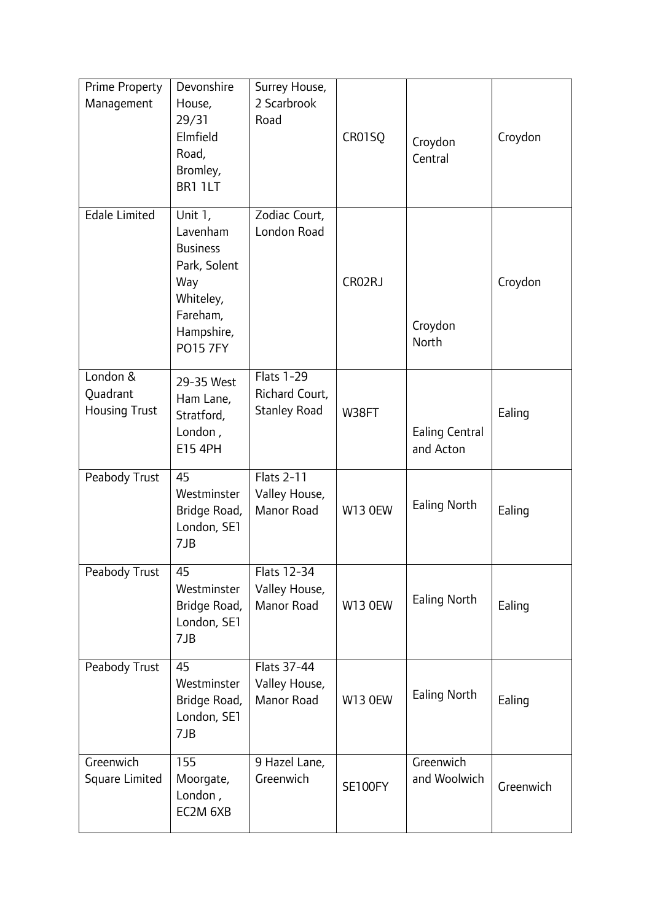| Prime Property Management | Devonshire House, 29/31 Elmfield Road, Bromley, BR1 1LT | Surrey House, 2 Scarbrook Road | CR01SQ | Croydon Central | Croydon |
|---|---|---|---|---|---|
| Edale Limited | Unit 1, Lavenham Business Park, Solent Way Whiteley, Fareham, Hampshire, PO15 7FY | Zodiac Court, London Road | CR02RJ | Croydon North | Croydon |
| London & Quadrant Housing Trust | 29-35 West Ham Lane, Stratford, London , E15 4PH | Flats 1-29 Richard Court, Stanley Road | W38FT | Ealing Central and Acton | Ealing |
| Peabody Trust | 45 Westminster Bridge Road, London, SE1 7JB | Flats 2-11 Valley House, Manor Road | W13 0EW | Ealing North | Ealing |
| Peabody Trust | 45 Westminster Bridge Road, London, SE1 7JB | Flats 12-34 Valley House, Manor Road | W13 0EW | Ealing North | Ealing |
| Peabody Trust | 45 Westminster Bridge Road, London, SE1 7JB | Flats 37-44 Valley House, Manor Road | W13 0EW | Ealing North | Ealing |
| Greenwich Square Limited | 155 Moorgate, London , EC2M 6XB | 9 Hazel Lane, Greenwich | SE100FY | Greenwich and Woolwich | Greenwich |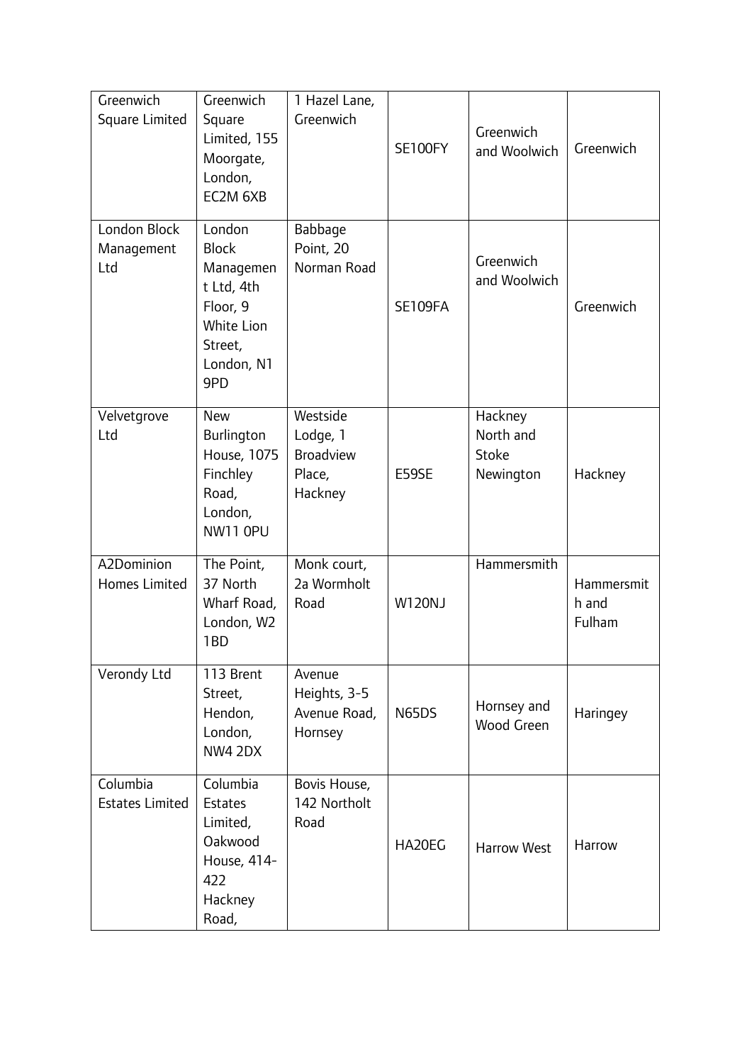| Greenwich Square Limited | Greenwich Square Limited, 155 Moorgate, London, EC2M 6XB | 1 Hazel Lane, Greenwich | SE100FY | Greenwich and Woolwich | Greenwich |
|---|---|---|---|---|---|
| London Block Management Ltd | London Block Management Ltd, 4th Floor, 9 White Lion Street, London, N1 9PD | Babbage Point, 20 Norman Road | SE109FA | Greenwich and Woolwich | Greenwich |
| Velvetgrove Ltd | New Burlington House, 1075 Finchley Road, London, NW11 0PU | Westside Lodge, 1 Broadview Place, Hackney | E59SE | Hackney North and Stoke Newington | Hackney |
| A2Dominion Homes Limited | The Point, 37 North Wharf Road, London, W2 1BD | Monk court, 2a Wormholt Road | W120NJ | Hammersmith | Hammersmith and Fulham |
| Verondy Ltd | 113 Brent Street, Hendon, London, NW4 2DX | Avenue Heights, 3-5 Avenue Road, Hornsey | N65DS | Hornsey and Wood Green | Haringey |
| Columbia Estates Limited | Columbia Estates Limited, Oakwood House, 414-422 Hackney Road, | Bovis House, 142 Northolt Road | HA20EG | Harrow West | Harrow |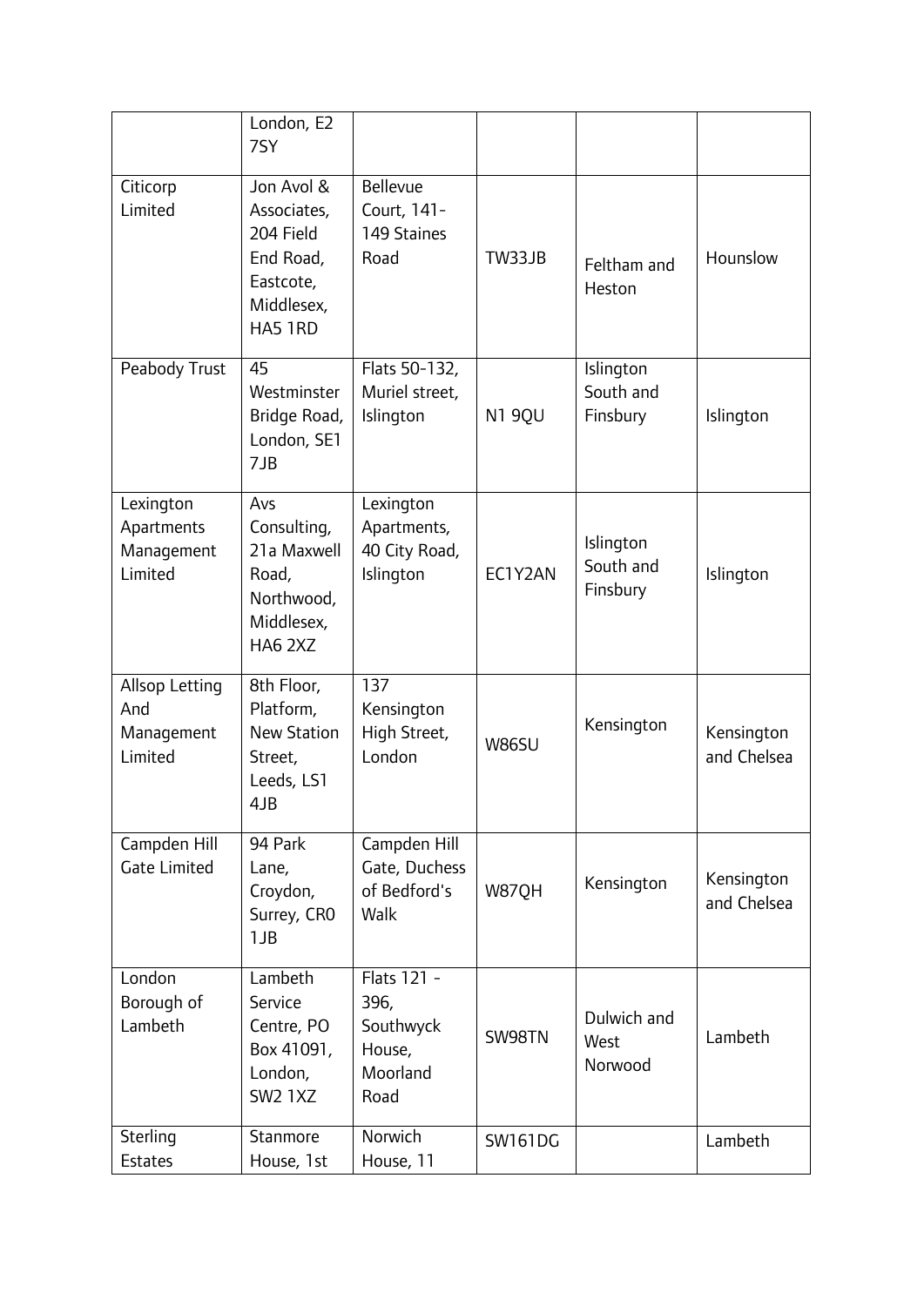| | London, E2 7SY | | | | |
|---|---|---|---|---|---|
| Citicorp Limited | Jon Avol & Associates, 204 Field End Road, Eastcote, Middlesex, HA5 1RD | Bellevue Court, 141-149 Staines Road | TW33JB | Feltham and Heston | Hounslow |
| Peabody Trust | 45 Westminster Bridge Road, London, SE1 7JB | Flats 50-132, Muriel street, Islington | N1 9QU | Islington South and Finsbury | Islington |
| Lexington Apartments Management Limited | Avs Consulting, 21a Maxwell Road, Northwood, Middlesex, HA6 2XZ | Lexington Apartments, 40 City Road, Islington | EC1Y2AN | Islington South and Finsbury | Islington |
| Allsop Letting And Management Limited | 8th Floor, Platform, New Station Street, Leeds, LS1 4JB | 137 Kensington High Street, London | W86SU | Kensington | Kensington and Chelsea |
| Campden Hill Gate Limited | 94 Park Lane, Croydon, Surrey, CR0 1JB | Campden Hill Gate, Duchess of Bedford's Walk | W87QH | Kensington | Kensington and Chelsea |
| London Borough of Lambeth | Lambeth Service Centre, PO Box 41091, London, SW2 1XZ | Flats 121 - 396, Southwyck House, Moorland Road | SW98TN | Dulwich and West Norwood | Lambeth |
| Sterling Estates | Stanmore House, 1st | Norwich House, 11 | SW161DG | | Lambeth |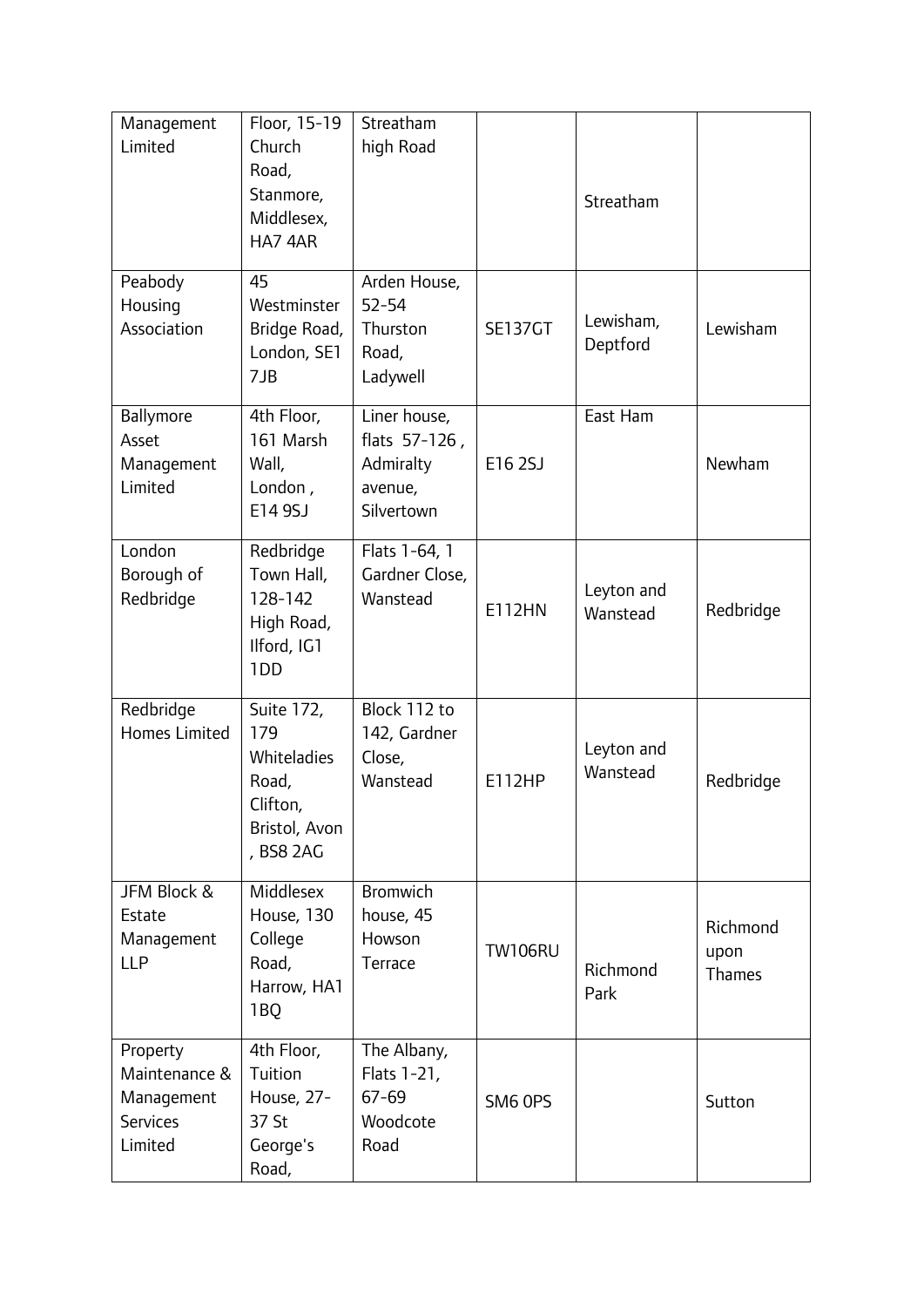| Management Limited | Floor, 15-19 Church Road, Stanmore, Middlesex, HA7 4AR | Streatham high Road | | Streatham | |
|---|---|---|---|---|---|
| Peabody Housing Association | 45 Westminster Bridge Road, London, SE1 7JB | Arden House, 52-54 Thurston Road, Ladywell | SE137GT | Lewisham, Deptford | Lewisham |
| Ballymore Asset Management Limited | 4th Floor, 161 Marsh Wall, London , E14 9SJ | Liner house, flats 57-126 , Admiralty avenue, Silvertown | E16 2SJ | East Ham | Newham |
| London Borough of Redbridge | Redbridge Town Hall, 128-142 High Road, Ilford, IG1 1DD | Flats 1-64, 1 Gardner Close, Wanstead | E112HN | Leyton and Wanstead | Redbridge |
| Redbridge Homes Limited | Suite 172, 179 Whiteladies Road, Clifton, Bristol, Avon , BS8 2AG | Block 112 to 142, Gardner Close, Wanstead | E112HP | Leyton and Wanstead | Redbridge |
| JFM Block & Estate Management LLP | Middlesex House, 130 College Road, Harrow, HA1 1BQ | Bromwich house, 45 Howson Terrace | TW106RU | Richmond Park | Richmond upon Thames |
| Property Maintenance & Management Services Limited | 4th Floor, Tuition House, 27-37 St George's Road, | The Albany, Flats 1-21, 67-69 Woodcote Road | SM6 0PS | | Sutton |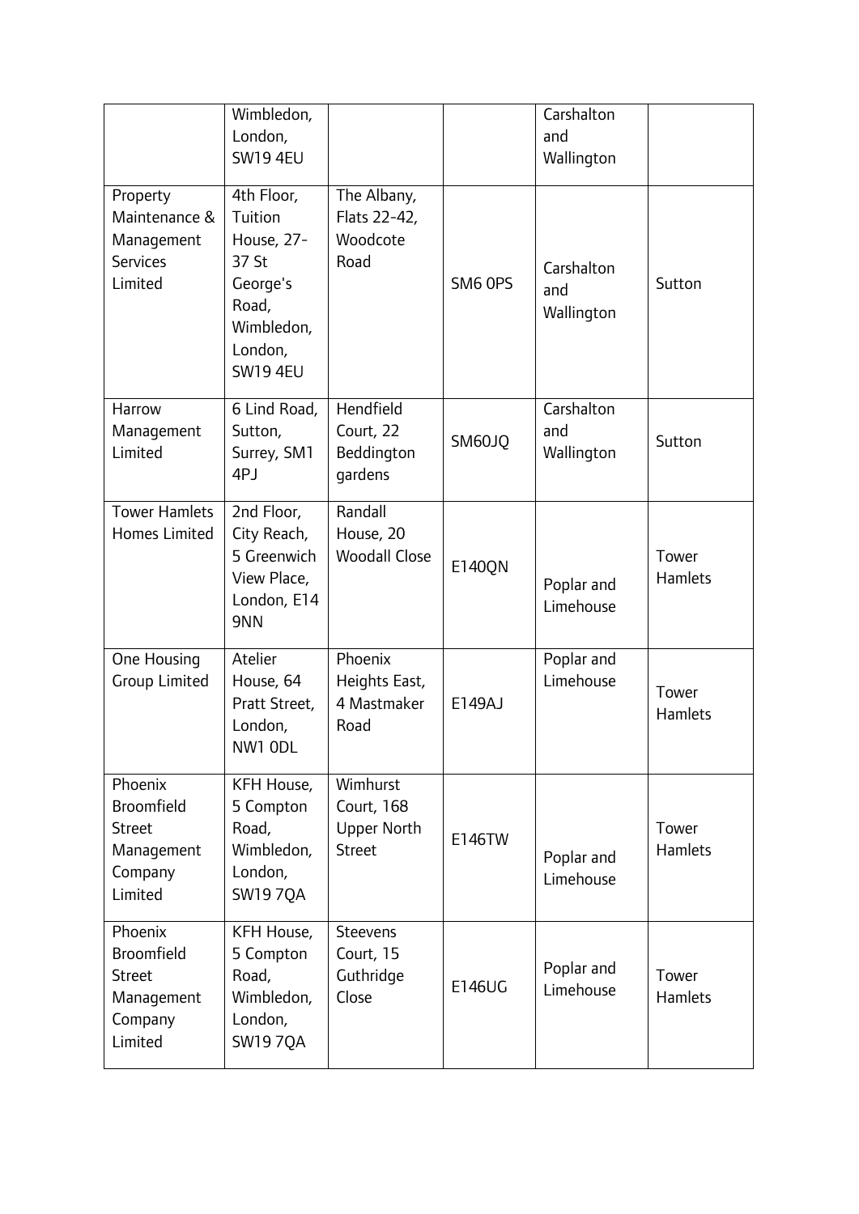| | | | | | |
|---|---|---|---|---|---|
| | Wimbledon, London, SW19 4EU | | | Carshalton and Wallington | |
| Property Maintenance & Management Services Limited | 4th Floor, Tuition House, 27-37 St George's Road, Wimbledon, London, SW19 4EU | The Albany, Flats 22-42, Woodcote Road | SM6 0PS | Carshalton and Wallington | Sutton |
| Harrow Management Limited | 6 Lind Road, Sutton, Surrey, SM1 4PJ | Hendfield Court, 22 Beddington gardens | SM60JQ | Carshalton and Wallington | Sutton |
| Tower Hamlets Homes Limited | 2nd Floor, City Reach, 5 Greenwich View Place, London, E14 9NN | Randall House, 20 Woodall Close | E140QN | Poplar and Limehouse | Tower Hamlets |
| One Housing Group Limited | Atelier House, 64 Pratt Street, London, NW1 0DL | Phoenix Heights East, 4 Mastmaker Road | E149AJ | Poplar and Limehouse | Tower Hamlets |
| Phoenix Broomfield Street Management Company Limited | KFH House, 5 Compton Road, Wimbledon, London, SW19 7QA | Wimhurst Court, 168 Upper North Street | E146TW | Poplar and Limehouse | Tower Hamlets |
| Phoenix Broomfield Street Management Company Limited | KFH House, 5 Compton Road, Wimbledon, London, SW19 7QA | Steevens Court, 15 Guthridge Close | E146UG | Poplar and Limehouse | Tower Hamlets |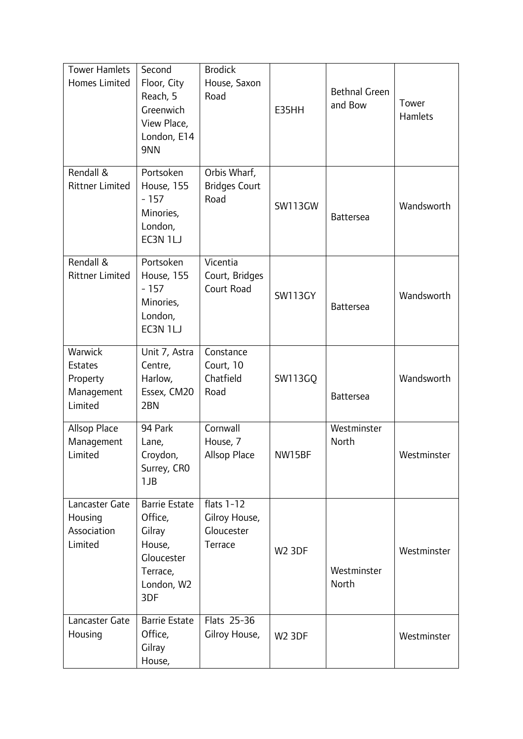| Tower Hamlets Homes Limited | Second Floor, City Reach, 5 Greenwich View Place, London, E14 9NN | Brodick House, Saxon Road | E35HH | Bethnal Green and Bow | Tower Hamlets |
|---|---|---|---|---|---|
| Rendall & Rittner Limited | Portsoken House, 155 - 157 Minories, London, EC3N 1LJ | Orbis Wharf, Bridges Court Road | SW113GW | Battersea | Wandsworth |
| Rendall & Rittner Limited | Portsoken House, 155 - 157 Minories, London, EC3N 1LJ | Vicentia Court, Bridges Court Road | SW113GY | Battersea | Wandsworth |
| Warwick Estates Property Management Limited | Unit 7, Astra Centre, Harlow, Essex, CM20 2BN | Constance Court, 10 Chatfield Road | SW113GQ | Battersea | Wandsworth |
| Allsop Place Management Limited | 94 Park Lane, Croydon, Surrey, CR0 1JB | Cornwall House, 7 Allsop Place | NW15BF | Westminster North | Westminster |
| Lancaster Gate Housing Association Limited | Barrie Estate Office, Gilray House, Gloucester Terrace, London, W2 3DF | flats 1-12 Gilroy House, Gloucester Terrace | W2 3DF | Westminster North | Westminster |
| Lancaster Gate Housing | Barrie Estate Office, Gilray House, | Flats 25-36 Gilroy House, | W2 3DF | | Westminster |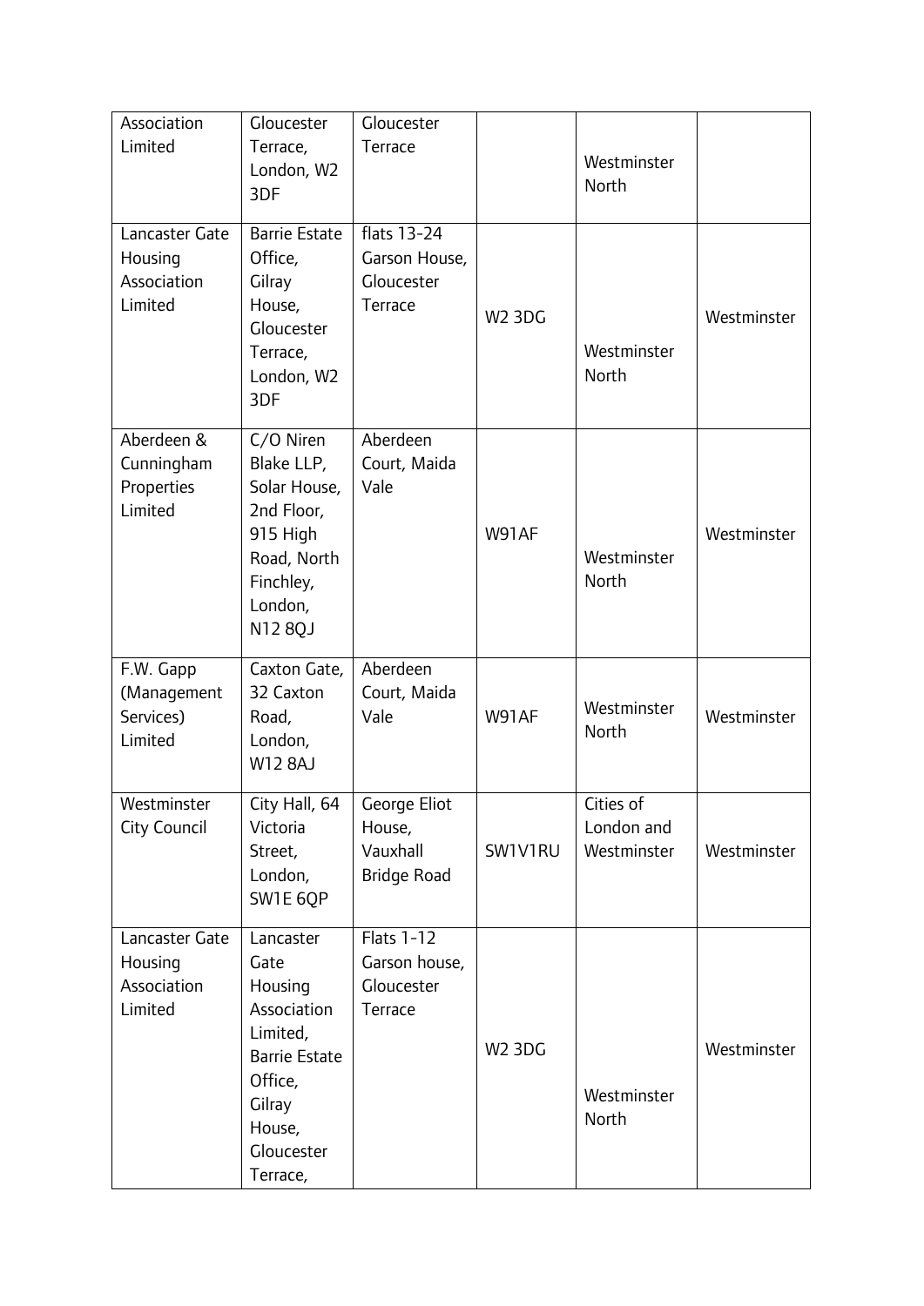| Association Limited | Gloucester Terrace, London, W2 3DF | Gloucester Terrace | | Westminster North | |
|---|---|---|---|---|---|
| Lancaster Gate Housing Association Limited | Barrie Estate Office, Gilray House, Gloucester Terrace, London, W2 3DF | flats 13-24 Garson House, Gloucester Terrace | W2 3DG | Westminster North | Westminster |
| Aberdeen & Cunningham Properties Limited | C/O Niren Blake LLP, Solar House, 2nd Floor, 915 High Road, North Finchley, London, N12 8QJ | Aberdeen Court, Maida Vale | W91AF | Westminster North | Westminster |
| F.W. Gapp (Management Services) Limited | Caxton Gate, 32 Caxton Road, London, W12 8AJ | Aberdeen Court, Maida Vale | W91AF | Westminster North | Westminster |
| Westminster City Council | City Hall, 64 Victoria Street, London, SW1E 6QP | George Eliot House, Vauxhall Bridge Road | SW1V1RU | Cities of London and Westminster | Westminster |
| Lancaster Gate Housing Association Limited | Lancaster Gate Housing Association Limited, Barrie Estate Office, Gilray House, Gloucester Terrace, | Flats 1-12 Garson house, Gloucester Terrace | W2 3DG | Westminster North | Westminster |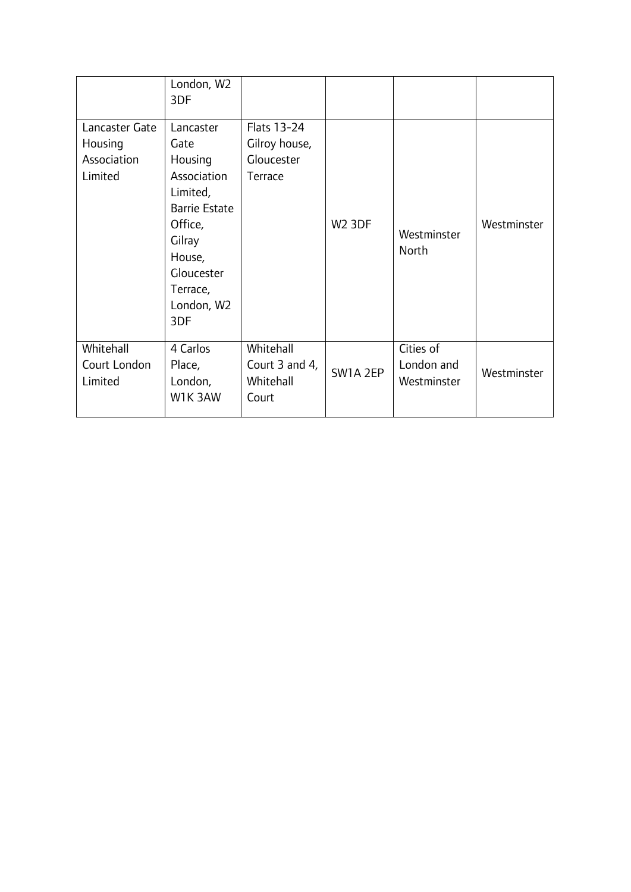| | | | | | |
|---|---|---|---|---|---|
| | London, W2 3DF | | | | |
| Lancaster Gate Housing Association Limited | Lancaster Gate Housing Association Limited, Barrie Estate Office, Gilray House, Gloucester Terrace, London, W2 3DF | Flats 13-24 Gilroy house, Gloucester Terrace | W2 3DF | Westminster North | Westminster |
| Whitehall Court London Limited | 4 Carlos Place, London, W1K 3AW | Whitehall Court 3 and 4, Whitehall Court | SW1A 2EP | Cities of London and Westminster | Westminster |